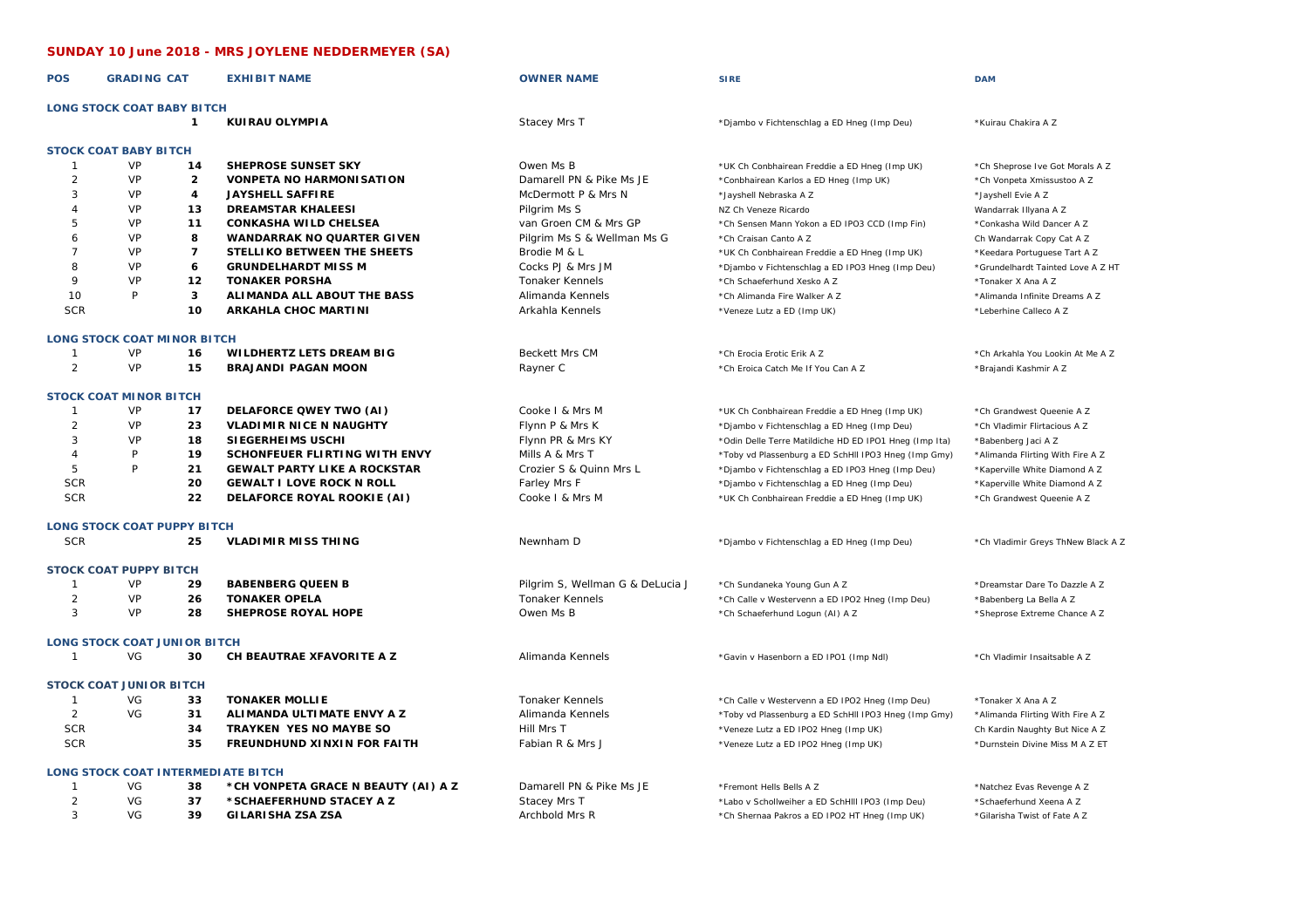## SUNDAY 10 June 2018 - MRS JOYLENE NEDDERMEYER (SA)

| POS | GRADING CAT | | EXHIBIT NAME | OWNER NAME | SIRE | DAM |
|---|---|---|---|---|---|---|
| **LONG STOCK COAT BABY BITCH** | | | | | | |
| | | 1 | KUIRAU OLYMPIA | Stacey Mrs T | *Djambo v Fichtenschlag a ED Hneg (Imp Deu) | *Kuirau Chakira A Z |
| **STOCK COAT BABY BITCH** | | | | | | |
| 1 | VP | 14 | SHEPROSE SUNSET SKY | Owen Ms B | *UK Ch Conbhairean Freddie a ED Hneg (Imp UK) | *Ch Sheprose Ive Got Morals A Z |
| 2 | VP | 2 | VONPETA NO HARMONISATION | Damarell PN & Pike Ms JE | *Conbhairean Karlos a ED Hneg (Imp UK) | *Ch Vonpeta Xmissustoo A Z |
| 3 | VP | 4 | JAYSHELL SAFFIRE | McDermott P & Mrs N | *Jayshell Nebraska A Z | *Jayshell Evie A Z |
| 4 | VP | 13 | DREAMSTAR KHALEESI | Pilgrim Ms S | NZ Ch Veneze Ricardo | Wandarrak Illyana A Z |
| 5 | VP | 11 | CONKASHA WILD CHELSEA | van Groen CM & Mrs GP | *Ch Sensen Mann Yokon a ED IPO3 CCD (Imp Fin) | *Conkasha Wild Dancer A Z |
| 6 | VP | 8 | WANDARRAK NO QUARTER GIVEN | Pilgrim Ms S & Wellman Ms G | *Ch Craisan Canto A Z | Ch Wandarrak Copy Cat A Z |
| 7 | VP | 7 | STELLIKO BETWEEN THE SHEETS | Brodie M & L | *UK Ch Conbhairean Freddie a ED Hneg (Imp UK) | *Keedara Portuguese Tart A Z |
| 8 | VP | 6 | GRUNDELHARDT MISS M | Cocks PJ & Mrs JM | *Djambo v Fichtenschlag a ED IPO3 Hneg (Imp Deu) | *Grundelhardt Tainted Love A Z HT |
| 9 | VP | 12 | TONAKER PORSHA | Tonaker Kennels | *Ch Schaeferhund Xesko A Z | *Tonaker X Ana A Z |
| 10 | P | 3 | ALIMANDA ALL ABOUT THE BASS | Alimanda Kennels | *Ch Alimanda Fire Walker A Z | *Alimanda Infinite Dreams A Z |
| SCR | | 10 | ARKAHLA CHOC MARTINI | Arkahla Kennels | *Veneze Lutz a ED (Imp UK) | *Leberhine Calleco A Z |
| **LONG STOCK COAT MINOR BITCH** | | | | | | |
| 1 | VP | 16 | WILDHERTZ LETS DREAM BIG | Beckett Mrs CM | *Ch Erocia Erotic Erik A Z | *Ch Arkahla You Lookin At Me A Z |
| 2 | VP | 15 | BRAJANDI PAGAN MOON | Rayner C | *Ch Eroica Catch Me If You Can A Z | *Brajandi Kashmir A Z |
| **STOCK COAT MINOR BITCH** | | | | | | |
| 1 | VP | 17 | DELAFORCE QWEY TWO (AI) | Cooke I & Mrs M | *UK Ch Conbhairean Freddie a ED Hneg (Imp UK) | *Ch Grandwest Queenie A Z |
| 2 | VP | 23 | VLADIMIR NICE N NAUGHTY | Flynn P & Mrs K | *Djambo v Fichtenschlag a ED Hneg (Imp Deu) | *Ch Vladimir Flirtacious A Z |
| 3 | VP | 18 | SIEGERHEIMS USCHI | Flynn PR & Mrs KY | *Odin Delle Terre Matildiche HD ED IPO1 Hneg (Imp Ita) | *Babenberg Jaci A Z |
| 4 | P | 19 | SCHONFEUER FLIRTING WITH ENVY | Mills A & Mrs T | *Toby vd Plassenburg a ED SchHI IPO3 Hneg (Imp Gmy) | *Alimanda Flirting With Fire A Z |
| 5 | P | 21 | GEWALT PARTY LIKE A ROCKSTAR | Crozier S & Quinn Mrs L | *Djambo v Fichtenschlag a ED IPO3 Hneg (Imp Deu) | *Kaperville White Diamond A Z |
| SCR | | 20 | GEWALT I LOVE ROCK N ROLL | Farley Mrs F | *Djambo v Fichtenschlag a ED Hneg (Imp Deu) | *Kaperville White Diamond A Z |
| SCR | | 22 | DELAFORCE ROYAL ROOKIE (AI) | Cooke I & Mrs M | *UK Ch Conbhairean Freddie a ED Hneg (Imp UK) | *Ch Grandwest Queenie A Z |
| **LONG STOCK COAT PUPPY BITCH** | | | | | | |
| SCR | | 25 | VLADIMIR MISS THING | Newnham D | *Djambo v Fichtenschlag a ED Hneg (Imp Deu) | *Ch Vladimir Greys ThNew Black A Z |
| **STOCK COAT PUPPY BITCH** | | | | | | |
| 1 | VP | 29 | BABENBERG QUEEN B | Pilgrim S, Wellman G & DeLucia J | *Ch Sundaneka Young Gun A Z | *Dreamstar Dare To Dazzle A Z |
| 2 | VP | 26 | TONAKER OPELA | Tonaker Kennels | *Ch Calle v Westervenn a ED IPO2 Hneg (Imp Deu) | *Babenberg La Bella A Z |
| 3 | VP | 28 | SHEPROSE ROYAL HOPE | Owen Ms B | *Ch Schaeferhund Logun (AI) A Z | *Sheprose Extreme Chance A Z |
| **LONG STOCK COAT JUNIOR BITCH** | | | | | | |
| 1 | VG | 30 | CH BEAUTRAE XFAVORITE A Z | Alimanda Kennels | *Gavin v Hasenborn a ED IPO1 (Imp Ndl) | *Ch Vladimir Insaitsable A Z |
| **STOCK COAT JUNIOR BITCH** | | | | | | |
| 1 | VG | 33 | TONAKER MOLLIE | Tonaker Kennels | *Ch Calle v Westervenn a ED IPO2 Hneg (Imp Deu) | *Tonaker X Ana A Z |
| 2 | VG | 31 | ALIMANDA ULTIMATE ENVY A Z | Alimanda Kennels | *Toby vd Plassenburg a ED SchHI IPO3 Hneg (Imp Gmy) | *Alimanda Flirting With Fire A Z |
| SCR | | 34 | TRAYKEN YES NO MAYBE SO | Hill Mrs T | *Veneze Lutz a ED IPO2 Hneg (Imp UK) | Ch Kardin Naughty But Nice A Z |
| SCR | | 35 | FREUNDHUND XINXIN FOR FAITH | Fabian R & Mrs J | *Veneze Lutz a ED IPO2 Hneg (Imp UK) | *Durnstein Divine Miss M A Z ET |
| **LONG STOCK COAT INTERMEDIATE BITCH** | | | | | | |
| 1 | VG | 38 | *CH VONPETA GRACE N BEAUTY (AI) A Z | Damarell PN & Pike Ms JE | *Fremont Hells Bells A Z | *Natchez Evas Revenge A Z |
| 2 | VG | 37 | *SCHAEFERHUND STACEY A Z | Stacey Mrs T | *Labo v Schollweiher a ED SchHIII IPO3 (Imp Deu) | *Schaeferhund Xeena A Z |
| 3 | VG | 39 | GILARISHA ZSA ZSA | Archbold Mrs R | *Ch Shernaa Pakros a ED IPO2 HT Hneg (Imp UK) | *Gilarisha Twist of Fate A Z |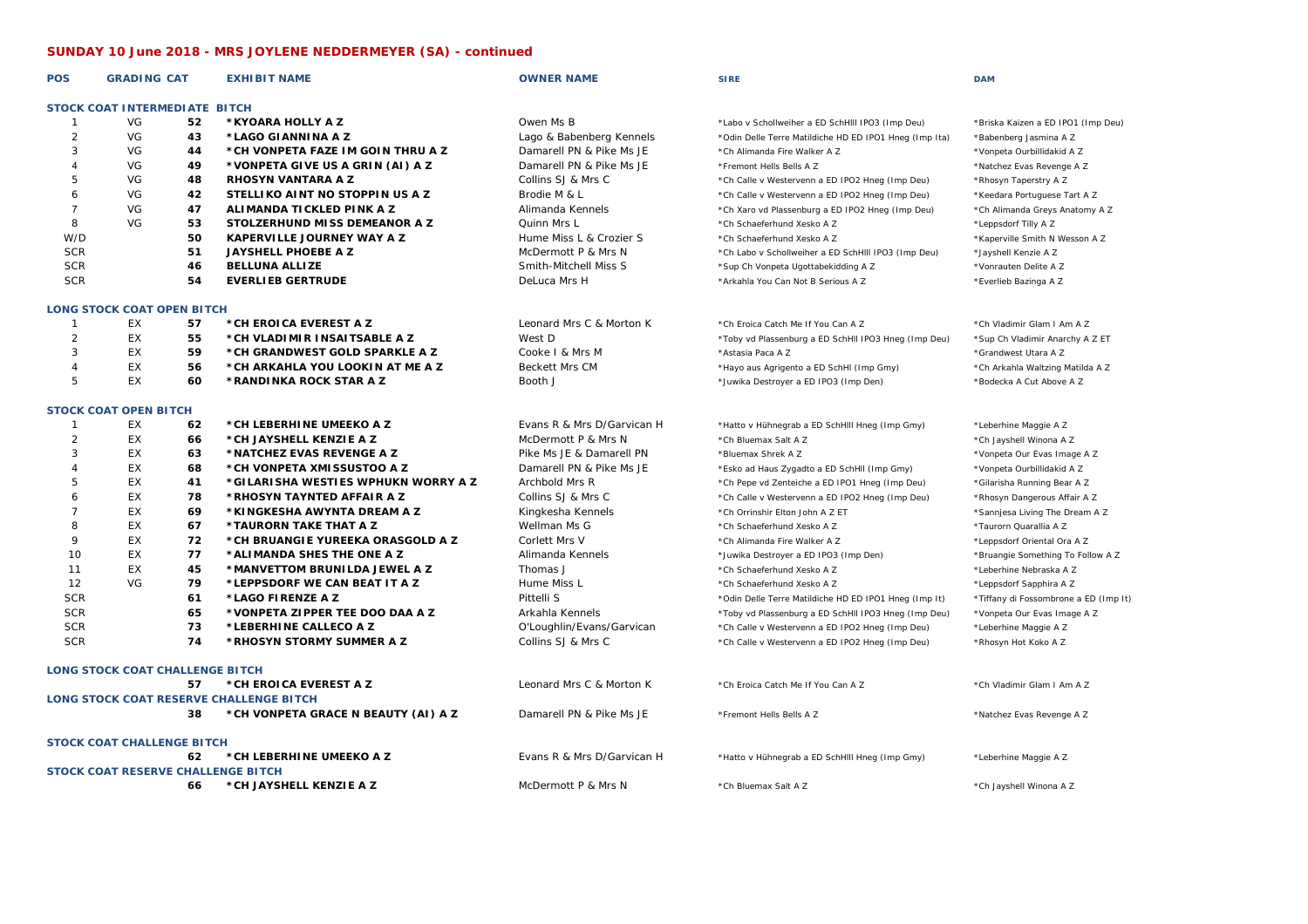## SUNDAY 10 June 2018 - MRS JOYLENE NEDDERMEYER (SA) - continued

| POS | GRADING | CAT | EXHIBIT NAME | OWNER NAME | SIRE | DAM |
|---|---|---|---|---|---|---|
| **STOCK COAT INTERMEDIATE BITCH** | | | | | | |
| 1 | VG | 52 | **\*KYOARA HOLLY A Z** | Owen Ms B | \*Labo v Schollweiher a ED SchHIII IPO3 (Imp Deu) | \*Briska Kaizen a ED IPO1 (Imp Deu) |
| 2 | VG | 43 | **\*LAGO GIANNINA A Z** | Lago & Babenberg Kennels | \*Odin Delle Terre Matildiche HD ED IPO1 Hneg (Imp Ita) | \*Babenberg Jasmina A Z |
| 3 | VG | 44 | **\*CH VONPETA FAZE IM GOIN THRU A Z** | Damarell PN & Pike Ms JE | \*Ch Alimanda Fire Walker A Z | \*Vonpeta Ourbillidakid A Z |
| 4 | VG | 49 | **\*VONPETA GIVE US A GRIN (AI) A Z** | Damarell PN & Pike Ms JE | \*Fremont Hells Bells A Z | \*Natchez Evas Revenge A Z |
| 5 | VG | 48 | **RHOSYN VANTARA A Z** | Collins SJ & Mrs C | \*Ch Calle v Westervenn a ED IPO2 Hneg (Imp Deu) | \*Rhosyn Taperstry A Z |
| 6 | VG | 42 | **STELLIKO AINT NO STOPPIN US A Z** | Brodie M & L | \*Ch Calle v Westervenn a ED IPO2 Hneg (Imp Deu) | \*Keedara Portuguese Tart A Z |
| 7 | VG | 47 | **ALIMANDA TICKLED PINK A Z** | Alimanda Kennels | \*Ch Xaro vd Plassenburg a ED IPO2 Hneg (Imp Deu) | \*Ch Alimanda Greys Anatomy A Z |
| 8 | VG | 53 | **STOLZERHUND MISS DEMEANOR A Z** | Quinn Mrs L | \*Ch Schaeferhund Xesko A Z | \*Leppsdorf Tilly A Z |
| W/D | | 50 | **KAPERVILLE JOURNEY WAY A Z** | Hume Miss L & Crozier S | \*Ch Schaeferhund Xesko A Z | \*Kaperville Smith N Wesson A Z |
| SCR | | 51 | **JAYSHELL PHOEBE A Z** | McDermott P & Mrs N | \*Ch Labo v Schollweiher a ED SchHIII IPO3 (Imp Deu) | \*Jayshell Kenzie A Z |
| SCR | | 46 | **BELLUNA ALLIZE** | Smith-Mitchell Miss S | \*Sup Ch Vonpeta Ugottabekidding A Z | \*Vonrauten Delite A Z |
| SCR | | 54 | **EVERLIEB GERTRUDE** | DeLuca Mrs H | \*Arkahla You Can Not B Serious A Z | \*Everlieb Bazinga A Z |
| **LONG STOCK COAT OPEN BITCH** | | | | | | |
| 1 | EX | 57 | **\*CH EROICA EVEREST A Z** | Leonard Mrs C & Morton K | \*Ch Eroica Catch Me If You Can A Z | \*Ch Vladimir Glam I Am A Z |
| 2 | EX | 55 | **\*CH VLADIMIR INSAITSABLE A Z** | West D | \*Toby vd Plassenburg a ED SchHIII IPO3 Hneg (Imp Deu) | \*Sup Ch Vladimir Anarchy A Z ET |
| 3 | EX | 59 | **\*CH GRANDWEST GOLD SPARKLE A Z** | Cooke I & Mrs M | \*Astasia Paca A Z | \*Grandwest Utara A Z |
| 4 | EX | 56 | **\*CH ARKAHLA YOU LOOKIN AT ME A Z** | Beckett Mrs CM | \*Hayo aus Agrigento a ED SchHI (Imp Gmy) | \*Ch Arkahla Waltzing Matilda A Z |
| 5 | EX | 60 | **\*RANDINKA ROCK STAR A Z** | Booth J | \*Juwika Destroyer a ED IPO3 (Imp Den) | \*Bodecka A Cut Above A Z |
| **STOCK COAT OPEN BITCH** | | | | | | |
| 1 | EX | 62 | **\*CH LEBERHINE UMEEKO A Z** | Evans R & Mrs D/Garvican H | \*Hatto v Hühnegrab a ED SchHIII Hneg (Imp Gmy) | \*Leberhine Maggie A Z |
| 2 | EX | 66 | **\*CH JAYSHELL KENZIE A Z** | McDermott P & Mrs N | \*Ch Bluemax Salt A Z | \*Ch Jayshell Winona A Z |
| 3 | EX | 63 | **\*NATCHEZ EVAS REVENGE A Z** | Pike Ms JE & Damarell PN | \*Bluemax Shrek A Z | \*Vonpeta Our Evas Image A Z |
| 4 | EX | 68 | **\*CH VONPETA XMISSUSTOO A Z** | Damarell PN & Pike Ms JE | \*Esko ad Haus Zygadto a ED SchHII (Imp Gmy) | \*Vonpeta Ourbillidakid A Z |
| 5 | EX | 41 | **\*GILARISHA WESTIES WPHUKN WORRY A Z** | Archbold Mrs R | \*Ch Pepe vd Zenteiche a ED IPO1 Hneg (Imp Deu) | \*Gilarisha Running Bear A Z |
| 6 | EX | 78 | **\*RHOSYN TAYNTED AFFAIR A Z** | Collins SJ & Mrs C | \*Ch Calle v Westervenn a ED IPO2 Hneg (Imp Deu) | \*Rhosyn Dangerous Affair A Z |
| 7 | EX | 69 | **\*KINGKESHA AWYNTA DREAM A Z** | Kingkesha Kennels | \*Ch Orrinshir Elton John A Z ET | \*Sannjesa Living The Dream A Z |
| 8 | EX | 67 | **\*TAURORN TAKE THAT A Z** | Wellman Ms G | \*Ch Schaeferhund Xesko A Z | \*Taurorn Quarallia A Z |
| 9 | EX | 72 | **\*CH BRUANGIE YUREEKA ORASGOLD A Z** | Corlett Mrs V | \*Ch Alimanda Fire Walker A Z | \*Leppsdorf Oriental Ora A Z |
| 10 | EX | 77 | **\*ALIMANDA SHES THE ONE A Z** | Alimanda Kennels | \*Juwika Destroyer a ED IPO3 (Imp Den) | \*Bruangie Something To Follow A Z |
| 11 | EX | 45 | **\*MANVETTOM BRUNILDA JEWEL A Z** | Thomas J | \*Ch Schaeferhund Xesko A Z | \*Leberhine Nebraska A Z |
| 12 | VG | 79 | **\*LEPPSDORF WE CAN BEAT IT A Z** | Hume Miss L | \*Ch Schaeferhund Xesko A Z | \*Leppsdorf Sapphira A Z |
| SCR | | 61 | **\*LAGO FIRENZE A Z** | Pittelli S | \*Odin Delle Terre Matildiche HD ED IPO1 Hneg (Imp It) | \*Tiffany di Fossombrone a ED (Imp It) |
| SCR | | 65 | **\*VONPETA ZIPPER TEE DOO DAA A Z** | Arkahla Kennels | \*Toby vd Plassenburg a ED SchHIII IPO3 Hneg (Imp Deu) | \*Vonpeta Our Evas Image A Z |
| SCR | | 73 | **\*LEBERHINE CALLECO A Z** | O'Loughlin/Evans/Garvican | \*Ch Calle v Westervenn a ED IPO2 Hneg (Imp Deu) | \*Leberhine Maggie A Z |
| SCR | | 74 | **\*RHOSYN STORMY SUMMER A Z** | Collins SJ & Mrs C | \*Ch Calle v Westervenn a ED IPO2 Hneg (Imp Deu) | \*Rhosyn Hot Koko A Z |
| **LONG STOCK COAT CHALLENGE BITCH** | | | | | | |
| | | 57 | **\*CH EROICA EVEREST A Z** | Leonard Mrs C & Morton K | \*Ch Eroica Catch Me If You Can A Z | \*Ch Vladimir Glam I Am A Z |
| **LONG STOCK COAT RESERVE CHALLENGE BITCH** | | | | | | |
| | | 38 | **\*CH VONPETA GRACE N BEAUTY (AI) A Z** | Damarell PN & Pike Ms JE | \*Fremont Hells Bells A Z | \*Natchez Evas Revenge A Z |
| **STOCK COAT CHALLENGE BITCH** | | | | | | |
| | | 62 | **\*CH LEBERHINE UMEEKO A Z** | Evans R & Mrs D/Garvican H | \*Hatto v Hühnegrab a ED SchHIII Hneg (Imp Gmy) | \*Leberhine Maggie A Z |
| **STOCK COAT RESERVE CHALLENGE BITCH** | | | | | | |
| | | 66 | **\*CH JAYSHELL KENZIE A Z** | McDermott P & Mrs N | \*Ch Bluemax Salt A Z | \*Ch Jayshell Winona A Z |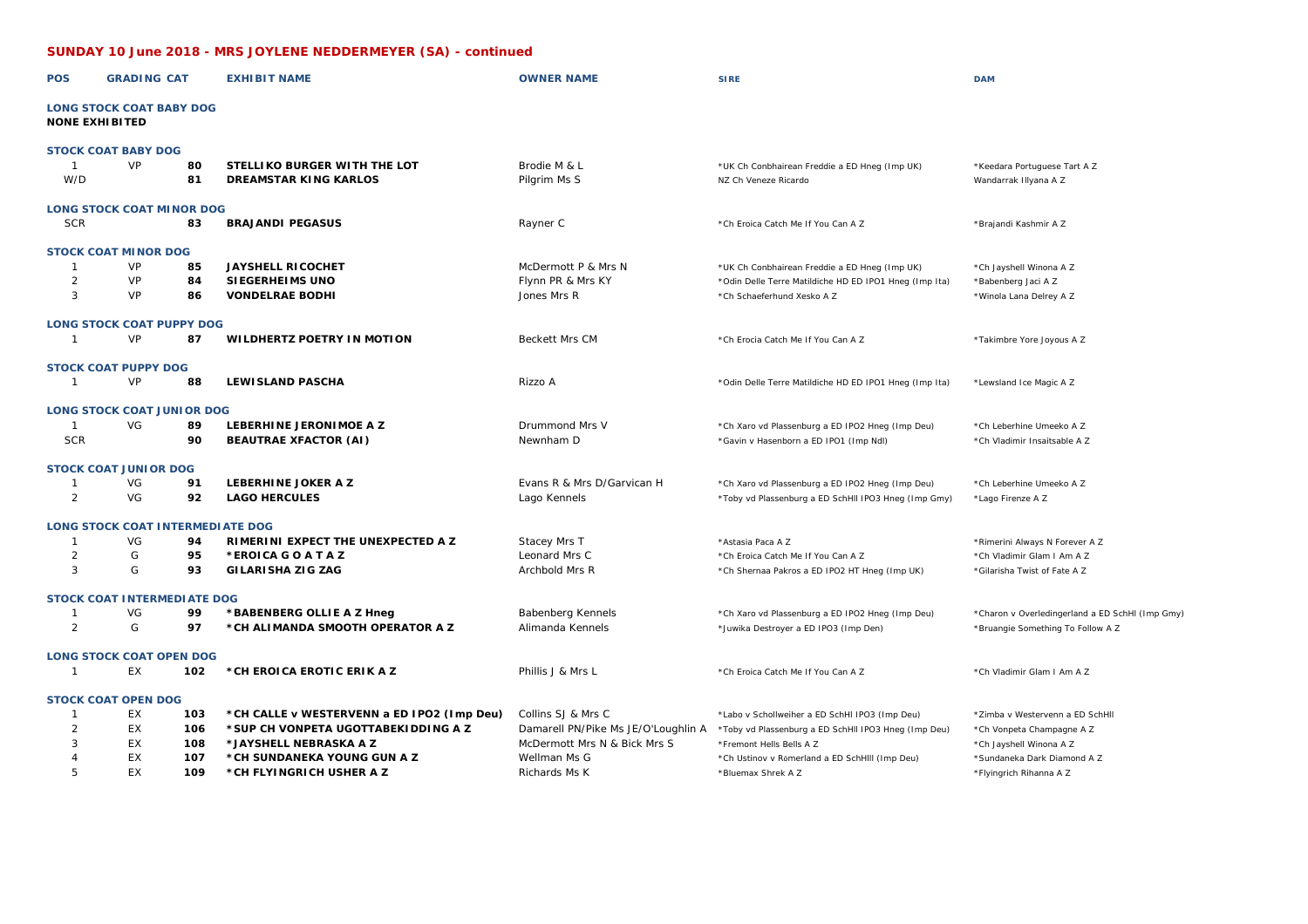## SUNDAY 10 June 2018 - MRS JOYLENE NEDDERMEYER (SA) - continued

| POS | GRADING | CAT | EXHIBIT NAME | OWNER NAME | SIRE | DAM |
|---|---|---|---|---|---|---|
| **LONG STOCK COAT BABY DOG** | | | | | | |
| **NONE EXHIBITED** | | | | | | |
| **STOCK COAT BABY DOG** | | | | | | |
| 1 | VP | 80 | STELLIKO BURGER WITH THE LOT | Brodie M & L | *UK Ch Conbhairean Freddie a ED Hneg (Imp UK) | *Keedara Portuguese Tart A Z |
| W/D | | 81 | DREAMSTAR KING KARLOS | Pilgrim Ms S | NZ Ch Veneze Ricardo | Wandarrak Illyana A Z |
| **LONG STOCK COAT MINOR DOG** | | | | | | |
| SCR | | 83 | BRAJANDI PEGASUS | Rayner C | *Ch Eroica Catch Me If You Can A Z | *Brajandi Kashmir A Z |
| **STOCK COAT MINOR DOG** | | | | | | |
| 1 | VP | 85 | JAYSHELL RICOCHET | McDermott P & Mrs N | *UK Ch Conbhairean Freddie a ED Hneg (Imp UK) | *Ch Jayshell Winona A Z |
| 2 | VP | 84 | SIEGERHEIMS UNO | Flynn PR & Mrs KY | *Odin Delle Terre Matildiche HD ED IPO1 Hneg (Imp Ita) | *Babenberg Jaci A Z |
| 3 | VP | 86 | VONDELRAE BODHI | Jones Mrs R | *Ch Schaeferhund Xesko A Z | *Winola Lana Delrey A Z |
| **LONG STOCK COAT PUPPY DOG** | | | | | | |
| 1 | VP | 87 | WILDHERTZ POETRY IN MOTION | Beckett Mrs CM | *Ch Erocia Catch Me If You Can A Z | *Takimbre Yore Joyous A Z |
| **STOCK COAT PUPPY DOG** | | | | | | |
| 1 | VP | 88 | LEWISLAND PASCHA | Rizzo A | *Odin Delle Terre Matildiche HD ED IPO1 Hneg (Imp Ita) | *Lewsland Ice Magic A Z |
| **LONG STOCK COAT JUNIOR DOG** | | | | | | |
| 1 | VG | 89 | LEBERHINE JERONIMOE A Z | Drummond Mrs V | *Ch Xaro vd Plassenburg a ED IPO2 Hneg (Imp Deu) | *Ch Leberhine Umeeko A Z |
| SCR | | 90 | BEAUTRAE XFACTOR (AI) | Newnham D | *Gavin v Hasenborn a ED IPO1 (Imp Ndl) | *Ch Vladimir Insaitsable A Z |
| **STOCK COAT JUNIOR DOG** | | | | | | |
| 1 | VG | 91 | LEBERHINE JOKER A Z | Evans R & Mrs D/Garvican H | *Ch Xaro vd Plassenburg a ED IPO2 Hneg (Imp Deu) | *Ch Leberhine Umeeko A Z |
| 2 | VG | 92 | LAGO HERCULES | Lago Kennels | *Toby vd Plassenburg a ED SchHII IPO3 Hneg (Imp Gmy) | *Lago Firenze A Z |
| **LONG STOCK COAT INTERMEDIATE DOG** | | | | | | |
| 1 | VG | 94 | RIMERINI EXPECT THE UNEXPECTED A Z | Stacey Mrs T | *Astasia Paca A Z | *Rimerini Always N Forever A Z |
| 2 | G | 95 | *EROICA G O A T A Z | Leonard Mrs C | *Ch Eroica Catch Me If You Can A Z | *Ch Vladimir Glam I Am A Z |
| 3 | G | 93 | GILARISHA ZIG ZAG | Archbold Mrs R | *Ch Shernaa Pakros a ED IPO2 HT Hneg (Imp UK) | *Gilarisha Twist of Fate A Z |
| **STOCK COAT INTERMEDIATE DOG** | | | | | | |
| 1 | VG | 99 | *BABENBERG OLLIE A Z Hneg | Babenberg Kennels | *Ch Xaro vd Plassenburg a ED IPO2 Hneg (Imp Deu) | *Charon v Overledingerland a ED SchHI (Imp Gmy) |
| 2 | G | 97 | *CH ALIMANDA SMOOTH OPERATOR A Z | Alimanda Kennels | *Juwika Destroyer a ED IPO3 (Imp Den) | *Bruangie Something To Follow A Z |
| **LONG STOCK COAT OPEN DOG** | | | | | | |
| 1 | EX | 102 | *CH EROICA EROTIC ERIK A Z | Phillis J & Mrs L | *Ch Eroica Catch Me If You Can A Z | *Ch Vladimir Glam I Am A Z |
| **STOCK COAT OPEN DOG** | | | | | | |
| 1 | EX | 103 | *CH CALLE v WESTERVENN a ED IPO2 (Imp Deu) | Collins SJ & Mrs C | *Labo v Schollweiher a ED SchHI IPO3 (Imp Deu) | *Zimba v Westervenn a ED SchHI |
| 2 | EX | 106 | *SUP CH VONPETA UGOTTABEKIDDING A Z | Damarell PN/Pike Ms JE/O'Loughlin A | *Toby vd Plassenburg a ED SchHII IPO3 Hneg (Imp Deu) | *Ch Vonpeta Champagne A Z |
| 3 | EX | 108 | *JAYSHELL NEBRASKA A Z | McDermott Mrs N & Bick Mrs S | *Fremont Hells Bells A Z | *Ch Jayshell Winona A Z |
| 4 | EX | 107 | *CH SUNDANEKA YOUNG GUN A Z | Wellman Ms G | *Ch Ustinov v Romerland a ED SchHIII (Imp Deu) | *Sundaneka Dark Diamond A Z |
| 5 | EX | 109 | *CH FLYINGRICH USHER A Z | Richards Ms K | *Bluemax Shrek A Z | *Flyingrich Rihanna A Z |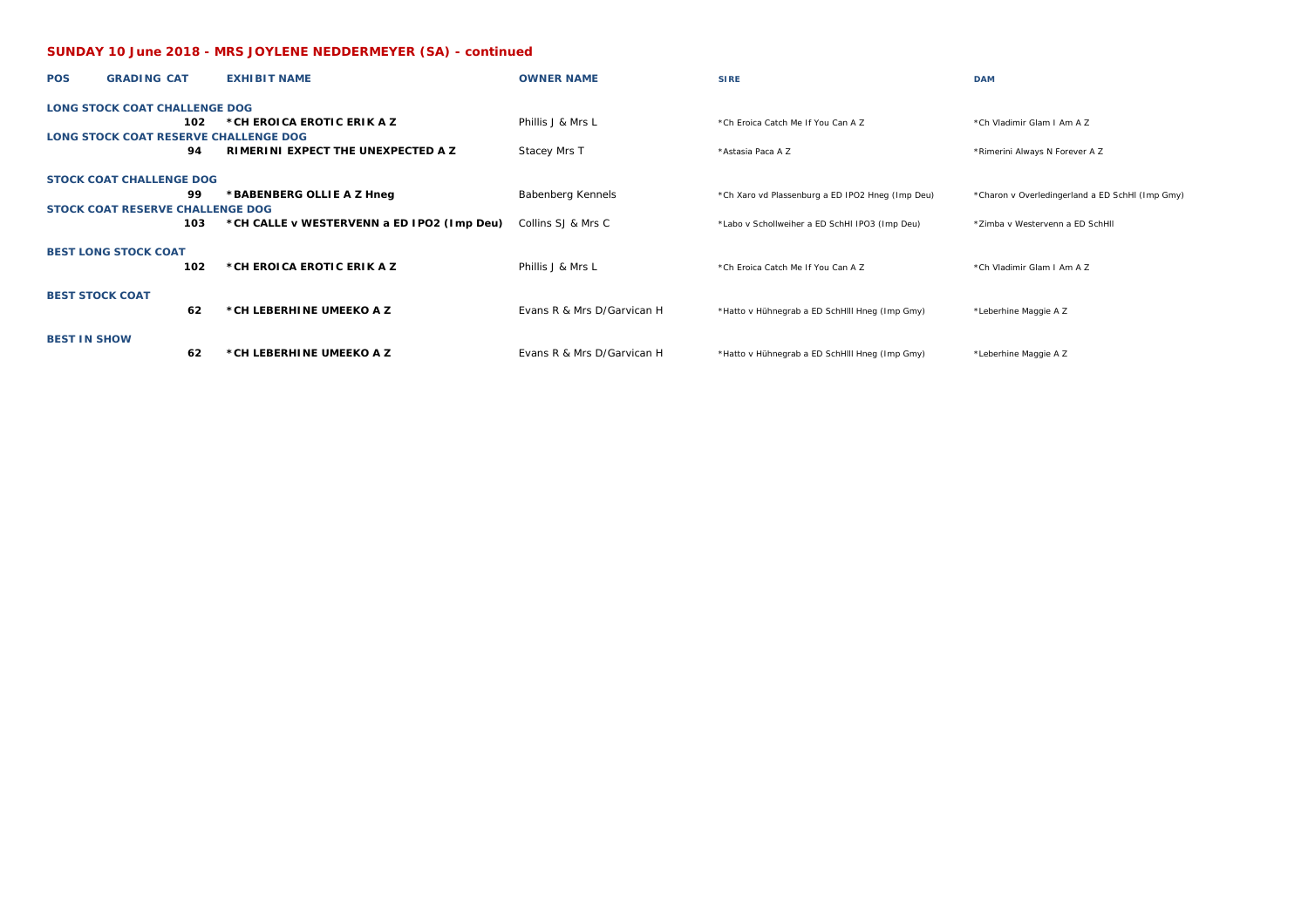## SUNDAY 10 June 2018 - MRS JOYLENE NEDDERMEYER (SA) - continued

| POS | GRADING CAT | EXHIBIT NAME | OWNER NAME | SIRE | DAM |
|---|---|---|---|---|---|
| **LONG STOCK COAT CHALLENGE DOG** | | | | | |
| | 102 | **\*CH EROICA EROTIC ERIK A Z** | Phillis J & Mrs L | *Ch Eroica Catch Me If You Can A Z | *Ch Vladimir Glam I Am A Z |
| **LONG STOCK COAT RESERVE CHALLENGE DOG** | | | | | |
| | 94 | **RIMERINI EXPECT THE UNEXPECTED A Z** | Stacey Mrs T | *Astasia Paca A Z | *Rimerini Always N Forever A Z |
| **STOCK COAT CHALLENGE DOG** | | | | | |
| | 99 | **\*BABENBERG OLLIE A Z Hneg** | Babenberg Kennels | *Ch Xaro vd Plassenburg a ED IPO2 Hneg (Imp Deu) | *Charon v Overledingerland a ED SchHI (Imp Gmy) |
| **STOCK COAT RESERVE CHALLENGE DOG** | | | | | |
| | 103 | **\*CH CALLE v WESTERVENN a ED IPO2 (Imp Deu)** | Collins SJ & Mrs C | *Labo v Schollweiher a ED SchHI IPO3 (Imp Deu) | *Zimba v Westervenn a ED SchHII |
| **BEST LONG STOCK COAT** | | | | | |
| | 102 | **\*CH EROICA EROTIC ERIK A Z** | Phillis J & Mrs L | *Ch Eroica Catch Me If You Can A Z | *Ch Vladimir Glam I Am A Z |
| **BEST STOCK COAT** | | | | | |
| | 62 | **\*CH LEBERHINE UMEEKO A Z** | Evans R & Mrs D/Garvican H | *Hatto v Hühnegrab a ED SchHIII Hneg (Imp Gmy) | *Leberhine Maggie A Z |
| **BEST IN SHOW** | | | | | |
| | 62 | **\*CH LEBERHINE UMEEKO A Z** | Evans R & Mrs D/Garvican H | *Hatto v Hühnegrab a ED SchHIII Hneg (Imp Gmy) | *Leberhine Maggie A Z |